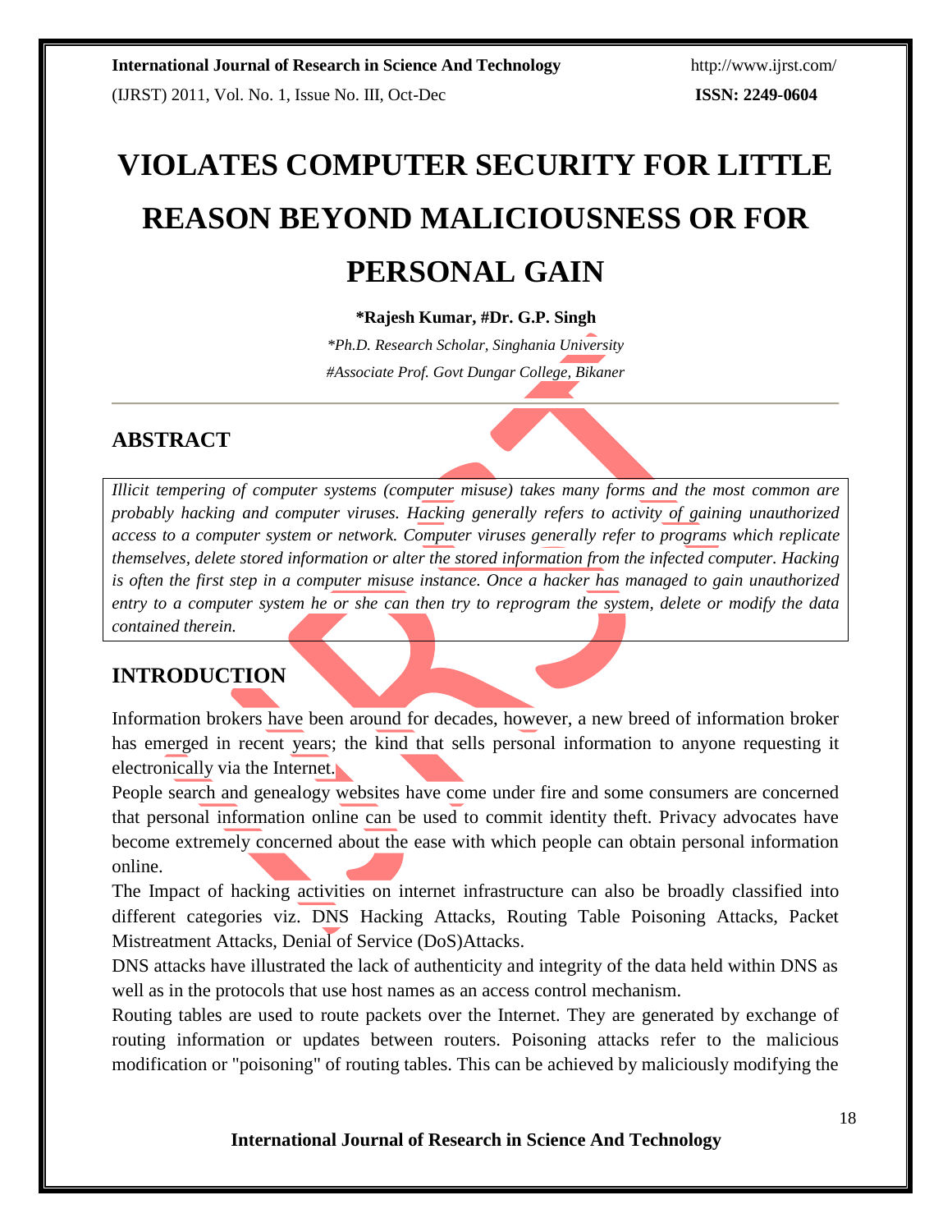# VIOLATES COMPUTER SECURITY FOR LITTLE REASON BEYOND MALICIOUSNESS OR FOR PERSONAL GAIN

**\*Rajesh Kumar, #Dr. G.P. Singh**

*\*Ph.D. Research Scholar, Singhania University*

*#Associate Prof. Govt Dungar College, Bikaner*

## ABSTRACT

*Illicit tempering of computer systems (computer misuse) takes many forms and the most common are probably hacking and computer viruses. Hacking generally refers to activity of gaining unauthorized access to a computer system or network. Computer viruses generally refer to programs which replicate themselves, delete stored information or alter the stored information from the infected computer. Hacking is often the first step in a computer misuse instance. Once a hacker has managed to gain unauthorized entry to a computer system he or she can then try to reprogram the system, delete or modify the data contained therein.*

## INTRODUCTION

Information brokers have been around for decades, however, a new breed of information broker has emerged in recent years; the kind that sells personal information to anyone requesting it electronically via the Internet.

People search and genealogy websites have come under fire and some consumers are concerned that personal information online can be used to commit identity theft. Privacy advocates have become extremely concerned about the ease with which people can obtain personal information online.

The Impact of hacking activities on internet infrastructure can also be broadly classified into different categories viz. DNS Hacking Attacks, Routing Table Poisoning Attacks, Packet Mistreatment Attacks, Denial of Service (DoS)Attacks.

DNS attacks have illustrated the lack of authenticity and integrity of the data held within DNS as well as in the protocols that use host names as an access control mechanism.

Routing tables are used to route packets over the Internet. They are generated by exchange of routing information or updates between routers. Poisoning attacks refer to the malicious modification or "poisoning" of routing tables. This can be achieved by maliciously modifying the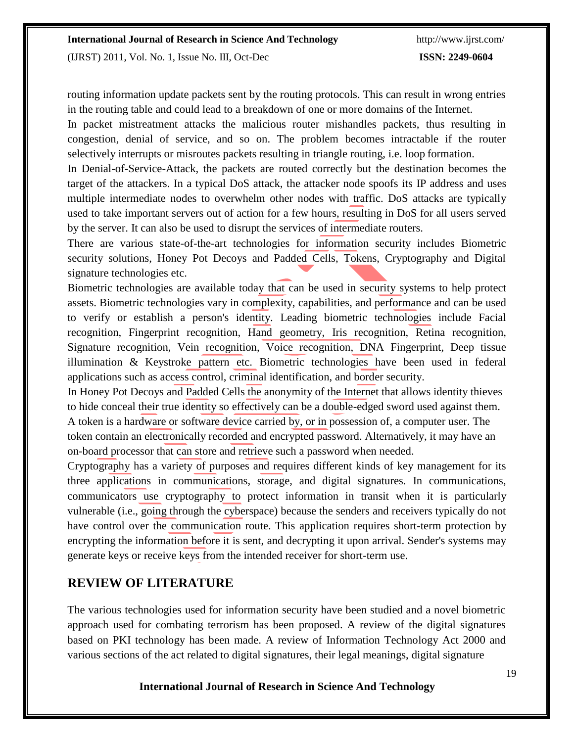routing information update packets sent by the routing protocols. This can result in wrong entries in the routing table and could lead to a breakdown of one or more domains of the Internet.

In packet mistreatment attacks the malicious router mishandles packets, thus resulting in congestion, denial of service, and so on. The problem becomes intractable if the router selectively interrupts or misroutes packets resulting in triangle routing, i.e. loop formation.

In Denial-of-Service-Attack, the packets are routed correctly but the destination becomes the target of the attackers. In a typical DoS attack, the attacker node spoofs its IP address and uses multiple intermediate nodes to overwhelm other nodes with traffic. DoS attacks are typically used to take important servers out of action for a few hours, resulting in DoS for all users served by the server. It can also be used to disrupt the services of intermediate routers.

There are various state-of-the-art technologies for information security includes Biometric security solutions, Honey Pot Decoys and Padded Cells, Tokens, Cryptography and Digital signature technologies etc.

Biometric technologies are available today that can be used in security systems to help protect assets. Biometric technologies vary in complexity, capabilities, and performance and can be used to verify or establish a person's identity. Leading biometric technologies include Facial recognition, Fingerprint recognition, Hand geometry, Iris recognition, Retina recognition, Signature recognition, Vein recognition, Voice recognition, DNA Fingerprint, Deep tissue illumination & Keystroke pattern etc. Biometric technologies have been used in federal applications such as access control, criminal identification, and border security.

In Honey Pot Decoys and Padded Cells the anonymity of the Internet that allows identity thieves to hide conceal their true identity so effectively can be a double-edged sword used against them.

A token is a hardware or software device carried by, or in possession of, a computer user. The token contain an electronically recorded and encrypted password. Alternatively, it may have an on-board processor that can store and retrieve such a password when needed.

Cryptography has a variety of purposes and requires different kinds of key management for its three applications in communications, storage, and digital signatures. In communications, communicators use cryptography to protect information in transit when it is particularly vulnerable (i.e., going through the cyberspace) because the senders and receivers typically do not have control over the communication route. This application requires short-term protection by encrypting the information before it is sent, and decrypting it upon arrival. Sender's systems may generate keys or receive keys from the intended receiver for short-term use.

## REVIEW OF LITERATURE

The various technologies used for information security have been studied and a novel biometric approach used for combating terrorism has been proposed. A review of the digital signatures based on PKI technology has been made. A review of Information Technology Act 2000 and various sections of the act related to digital signatures, their legal meanings, digital signature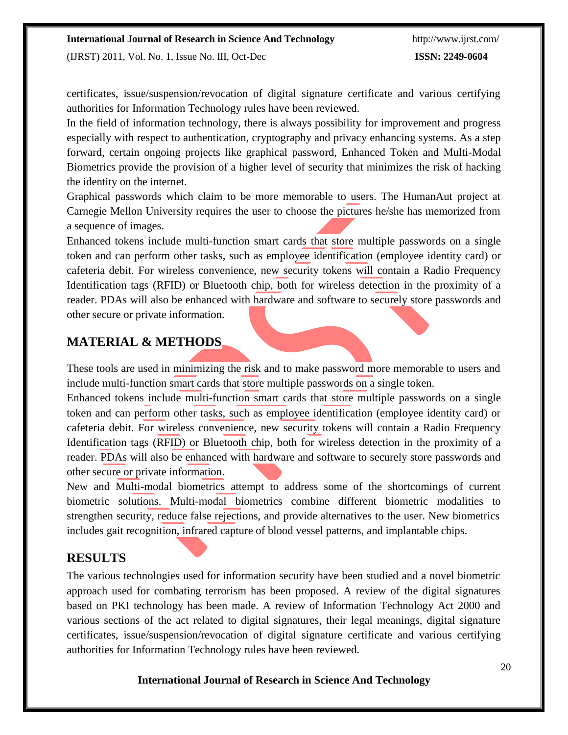certificates, issue/suspension/revocation of digital signature certificate and various certifying authorities for Information Technology rules have been reviewed.

In the field of information technology, there is always possibility for improvement and progress especially with respect to authentication, cryptography and privacy enhancing systems. As a step forward, certain ongoing projects like graphical password, Enhanced Token and Multi-Modal Biometrics provide the provision of a higher level of security that minimizes the risk of hacking the identity on the internet.

Graphical passwords which claim to be more memorable to users. The HumanAut project at Carnegie Mellon University requires the user to choose the pictures he/she has memorized from a sequence of images.

Enhanced tokens include multi-function smart cards that store multiple passwords on a single token and can perform other tasks, such as employee identification (employee identity card) or cafeteria debit. For wireless convenience, new security tokens will contain a Radio Frequency Identification tags (RFID) or Bluetooth chip, both for wireless detection in the proximity of a reader. PDAs will also be enhanced with hardware and software to securely store passwords and other secure or private information.

## MATERIAL & METHODS

These tools are used in minimizing the risk and to make password more memorable to users and include multi-function smart cards that store multiple passwords on a single token.

Enhanced tokens include multi-function smart cards that store multiple passwords on a single token and can perform other tasks, such as employee identification (employee identity card) or cafeteria debit. For wireless convenience, new security tokens will contain a Radio Frequency Identification tags (RFID) or Bluetooth chip, both for wireless detection in the proximity of a reader. PDAs will also be enhanced with hardware and software to securely store passwords and other secure or private information.

New and Multi-modal biometrics attempt to address some of the shortcomings of current biometric solutions. Multi-modal biometrics combine different biometric modalities to strengthen security, reduce false rejections, and provide alternatives to the user. New biometrics includes gait recognition, infrared capture of blood vessel patterns, and implantable chips.

## RESULTS

The various technologies used for information security have been studied and a novel biometric approach used for combating terrorism has been proposed. A review of the digital signatures based on PKI technology has been made. A review of Information Technology Act 2000 and various sections of the act related to digital signatures, their legal meanings, digital signature certificates, issue/suspension/revocation of digital signature certificate and various certifying authorities for Information Technology rules have been reviewed.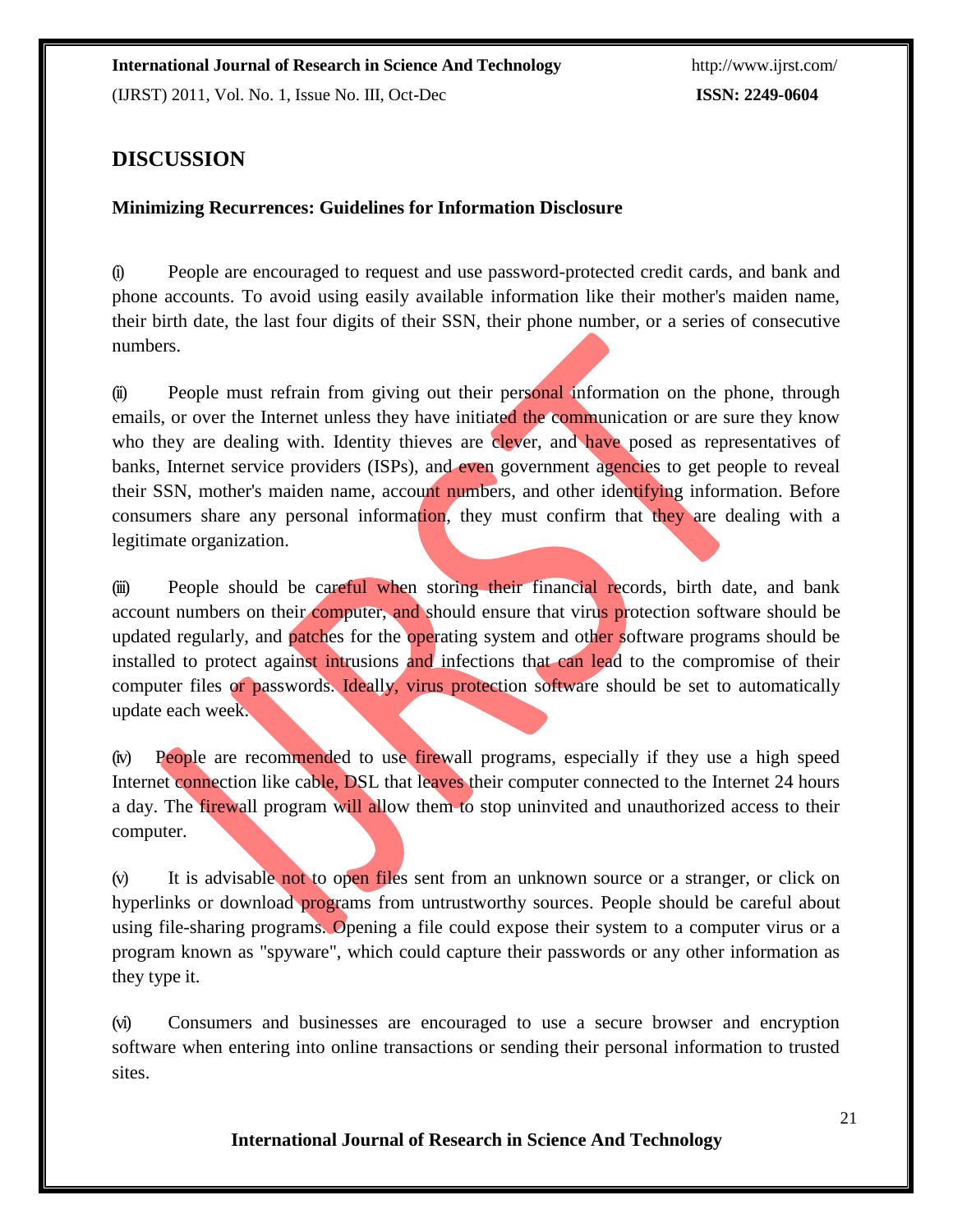## DISCUSSION

### Minimizing Recurrences: Guidelines for Information Disclosure

(i) People are encouraged to request and use password-protected credit cards, and bank and phone accounts. To avoid using easily available information like their mother's maiden name, their birth date, the last four digits of their SSN, their phone number, or a series of consecutive numbers.

(ii) People must refrain from giving out their personal information on the phone, through emails, or over the Internet unless they have initiated the communication or are sure they know who they are dealing with. Identity thieves are clever, and have posed as representatives of banks, Internet service providers (ISPs), and even government agencies to get people to reveal their SSN, mother's maiden name, account numbers, and other identifying information. Before consumers share any personal information, they must confirm that they are dealing with a legitimate organization.

(iii) People should be careful when storing their financial records, birth date, and bank account numbers on their computer, and should ensure that virus protection software should be updated regularly, and patches for the operating system and other software programs should be installed to protect against intrusions and infections that can lead to the compromise of their computer files or passwords. Ideally, virus protection software should be set to automatically update each week.

(iv) People are recommended to use firewall programs, especially if they use a high speed Internet connection like cable, DSL that leaves their computer connected to the Internet 24 hours a day. The firewall program will allow them to stop uninvited and unauthorized access to their computer.

(v) It is advisable not to open files sent from an unknown source or a stranger, or click on hyperlinks or download programs from untrustworthy sources. People should be careful about using file-sharing programs. Opening a file could expose their system to a computer virus or a program known as "spyware", which could capture their passwords or any other information as they type it.

(vi) Consumers and businesses are encouraged to use a secure browser and encryption software when entering into online transactions or sending their personal information to trusted sites.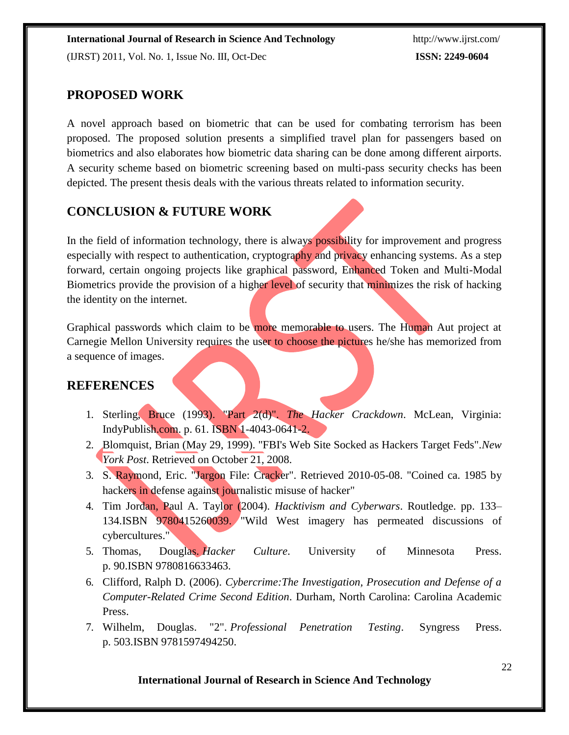## PROPOSED WORK

A novel approach based on biometric that can be used for combating terrorism has been proposed. The proposed solution presents a simplified travel plan for passengers based on biometrics and also elaborates how biometric data sharing can be done among different airports. A security scheme based on biometric screening based on multi-pass security checks has been depicted. The present thesis deals with the various threats related to information security.

## CONCLUSION & FUTURE WORK

In the field of information technology, there is always possibility for improvement and progress especially with respect to authentication, cryptography and privacy enhancing systems. As a step forward, certain ongoing projects like graphical password, Enhanced Token and Multi-Modal Biometrics provide the provision of a higher level of security that minimizes the risk of hacking the identity on the internet.

Graphical passwords which claim to be more memorable to users. The Human Aut project at Carnegie Mellon University requires the user to choose the pictures he/she has memorized from a sequence of images.

## REFERENCES

1. Sterling, Bruce (1993). "Part 2(d)". *The Hacker Crackdown*. McLean, Virginia: IndyPublish.com. p. 61. ISBN 1-4043-0641-2.
2. Blomquist, Brian (May 29, 1999). "FBI's Web Site Socked as Hackers Target Feds".*New York Post*. Retrieved on October 21, 2008.
3. S. Raymond, Eric. "Jargon File: Cracker". Retrieved 2010-05-08. "Coined ca. 1985 by hackers in defense against journalistic misuse of hacker"
4. Tim Jordan, Paul A. Taylor (2004). *Hacktivism and Cyberwars*. Routledge. pp. 133–134.ISBN 9780415260039. "Wild West imagery has permeated discussions of cybercultures."
5. Thomas, Douglas. *Hacker Culture*. University of Minnesota Press. p. 90.ISBN 9780816633463.
6. Clifford, Ralph D. (2006). *Cybercrime:The Investigation, Prosecution and Defense of a Computer-Related Crime Second Edition*. Durham, North Carolina: Carolina Academic Press.
7. Wilhelm, Douglas. "2". *Professional Penetration Testing*. Syngress Press. p. 503.ISBN 9781597494250.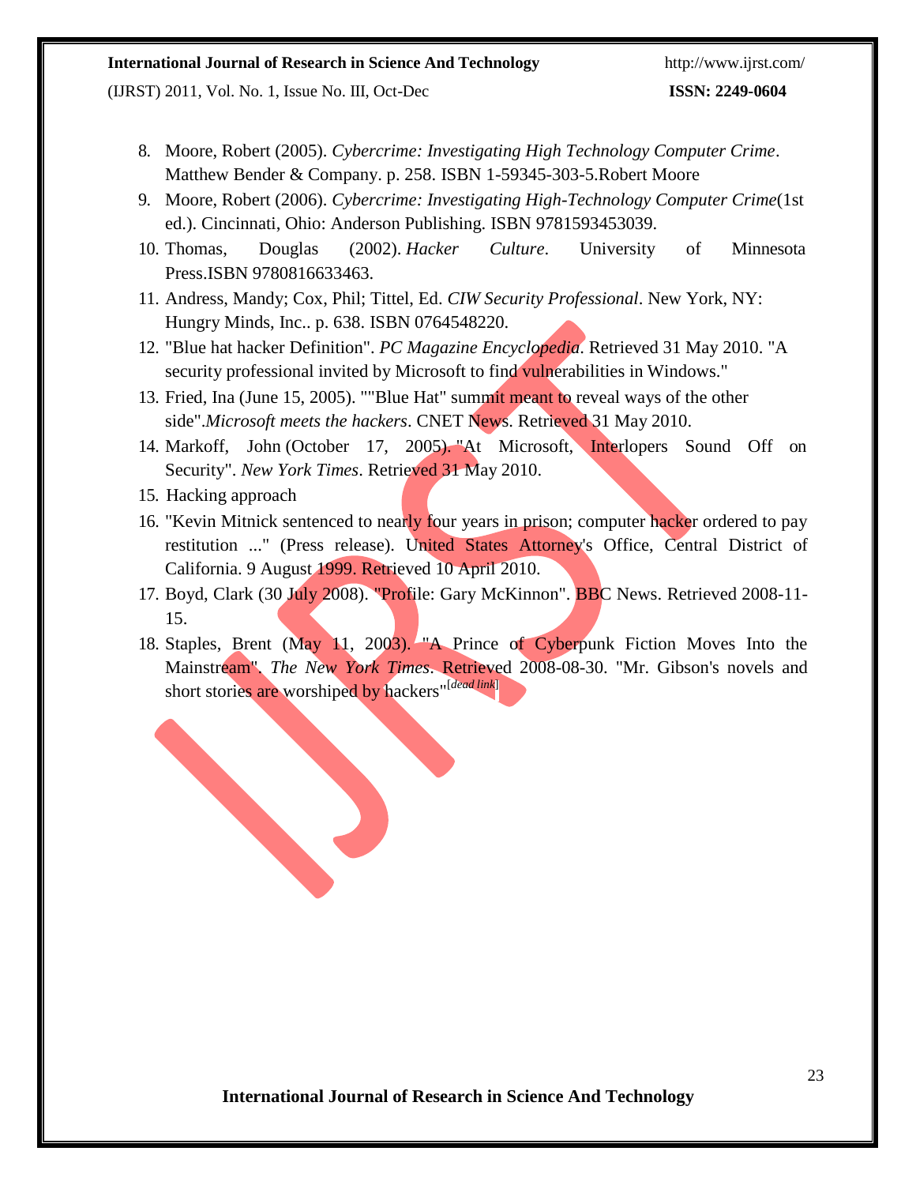8. Moore, Robert (2005). *Cybercrime: Investigating High Technology Computer Crime*. Matthew Bender & Company. p. 258. ISBN 1-59345-303-5.Robert Moore
9. Moore, Robert (2006). *Cybercrime: Investigating High-Technology Computer Crime*(1st ed.). Cincinnati, Ohio: Anderson Publishing. ISBN 9781593453039.
10. Thomas, Douglas (2002). *Hacker Culture*. University of Minnesota Press.ISBN 9780816633463.
11. Andress, Mandy; Cox, Phil; Tittel, Ed. *CIW Security Professional*. New York, NY: Hungry Minds, Inc.. p. 638. ISBN 0764548220.
12. "Blue hat hacker Definition". *PC Magazine Encyclopedia*. Retrieved 31 May 2010. "A security professional invited by Microsoft to find vulnerabilities in Windows."
13. Fried, Ina (June 15, 2005). ""Blue Hat" summit meant to reveal ways of the other side".*Microsoft meets the hackers*. CNET News. Retrieved 31 May 2010.
14. Markoff, John (October 17, 2005). "At Microsoft, Interlopers Sound Off on Security". *New York Times*. Retrieved 31 May 2010.
15. Hacking approach
16. "Kevin Mitnick sentenced to nearly four years in prison; computer hacker ordered to pay restitution ..." (Press release). United States Attorney's Office, Central District of California. 9 August 1999. Retrieved 10 April 2010.
17. Boyd, Clark (30 July 2008). "Profile: Gary McKinnon". BBC News. Retrieved 2008-11-15.
18. Staples, Brent (May 11, 2003). "A Prince of Cyberpunk Fiction Moves Into the Mainstream". *The New York Times*. Retrieved 2008-08-30. "Mr. Gibson's novels and short stories are worshiped by hackers"[*dead link*]